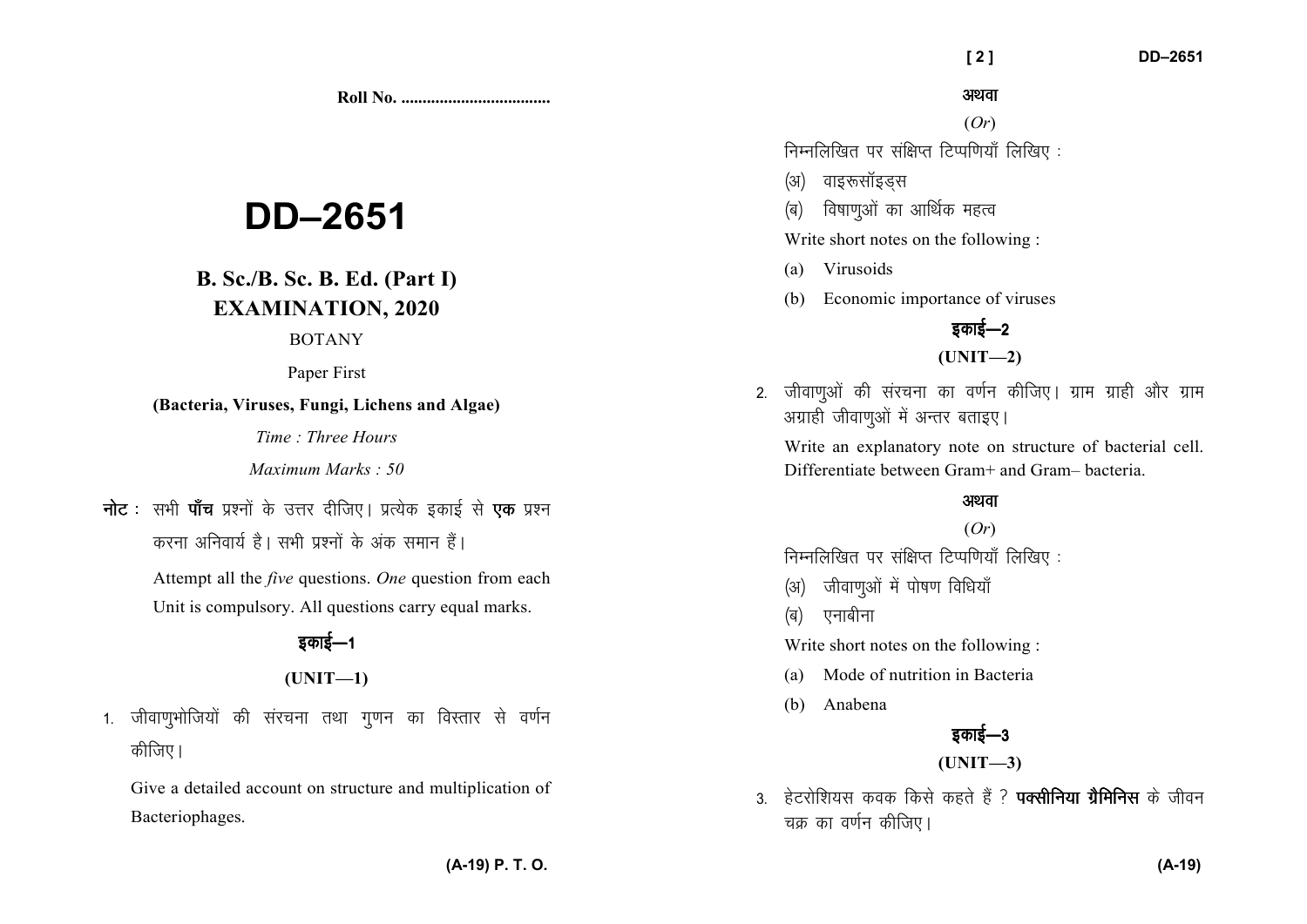Roll No. ..................................

# DD–2651

## B. Sc./B. Sc. B. Ed. (Part I) EXAMINATION, 2020

BOTANY

Paper First

**(Bacteria, Viruses, Fungi, Lichens and Algae)**

*Time : Three Hours*

*Maximum Marks : 50*

**नोट :** सभी **पाँच** प्रश्नों के उत्तर दीजिए। प्रत्येक इकाई से **एक** प्रश्न करना अनिवार्य है। सभी प्रश्नों के अंक समान हैं।

Attempt all the *five* questions. *One* question from each Unit is compulsory. All questions carry equal marks.

### इकाई—1

### (UNIT—1)

1. जीवाणुभोजियों की संरचना तथा गुणन का विस्तार से वर्णन कीजिए।

   Give a detailed account on structure and multiplication of Bacteriophages.

अथवा

(*Or*)

निम्नलिखित पर संक्षिप्त टिप्पणियाँ लिखिए :

(अ) वाइरूसॉइड्स

(ब) विषाणुओं का आर्थिक महत्व

Write short notes on the following :

(a) Virusoids

(b) Economic importance of viruses

### इकाई—2

### (UNIT—2)

2. जीवाणुओं की संरचना का वर्णन कीजिए। ग्राम ग्राही और ग्राम अग्राही जीवाणुओं में अन्तर बताइए।

   Write an explanatory note on structure of bacterial cell. Differentiate between Gram+ and Gram– bacteria.

अथवा

(*Or*)

निम्नलिखित पर संक्षिप्त टिप्पणियाँ लिखिए :

(अ) जीवाणुओं में पोषण विधियाँ

(ब) एनाबीना

Write short notes on the following :

(a) Mode of nutrition in Bacteria

(b) Anabena

### इकाई—3

### (UNIT—3)

3. हेटरोशियस कवक किसे कहते हैं ? **पक्सीनिया ग्रैमिनिस** के जीवन चक्र का वर्णन कीजिए।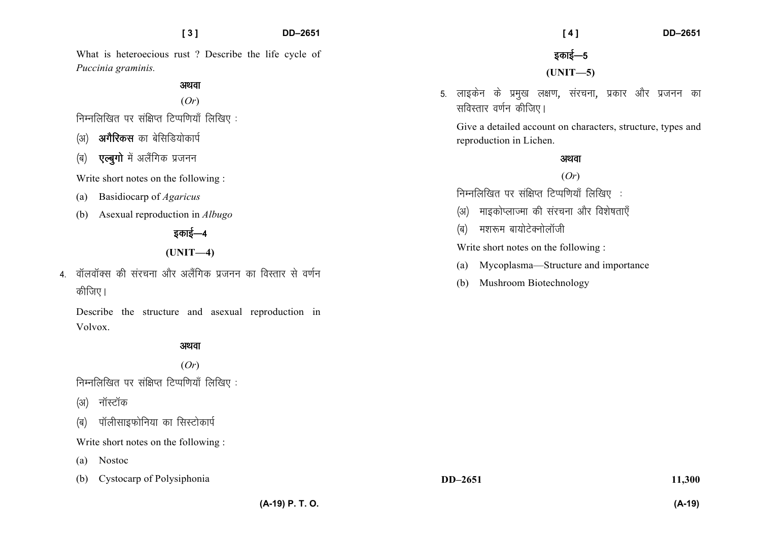What is heteroecious rust ? Describe the life cycle of *Puccinia graminis.*

अथवा

(*Or*)

निम्नलिखित पर संक्षिप्त टिप्पणियाँ लिखिए :

(अ) **अगैरिकस** का बेसिडियोकार्प

(ब) **एल्बुगो** में अलैंगिक प्रजनन

Write short notes on the following :

(a) Basidiocarp of *Agaricus*

(b) Asexual reproduction in *Albugo*

## इकाई—4

## (UNIT—4)

4. वॉलवॉक्स की संरचना और अलैंगिक प्रजनन का विस्तार से वर्णन कीजिए।

Describe the structure and asexual reproduction in Volvox.

अथवा

(*Or*)

निम्नलिखित पर संक्षिप्त टिप्पणियाँ लिखिए :

(अ) नॉस्टॉक

(ब) पॉलीसाइफोनिया का सिस्टोकार्प

Write short notes on the following :

(a) Nostoc

(b) Cystocarp of Polysiphonia

## इकाई—5

## (UNIT—5)

5. लाइकेन के प्रमुख लक्षण, संरचना, प्रकार और प्रजनन का सविस्तार वर्णन कीजिए।

Give a detailed account on characters, structure, types and reproduction in Lichen.

अथवा

(*Or*)

निम्नलिखित पर संक्षिप्त टिप्पणियाँ लिखिए :

(अ) माइकोप्लाज्मा की संरचना और विशेषताएँ

(ब) मशरूम बायोटेक्नोलॉजी

Write short notes on the following :

(a) Mycoplasma—Structure and importance

(b) Mushroom Biotechnology

DD–2651 11,300